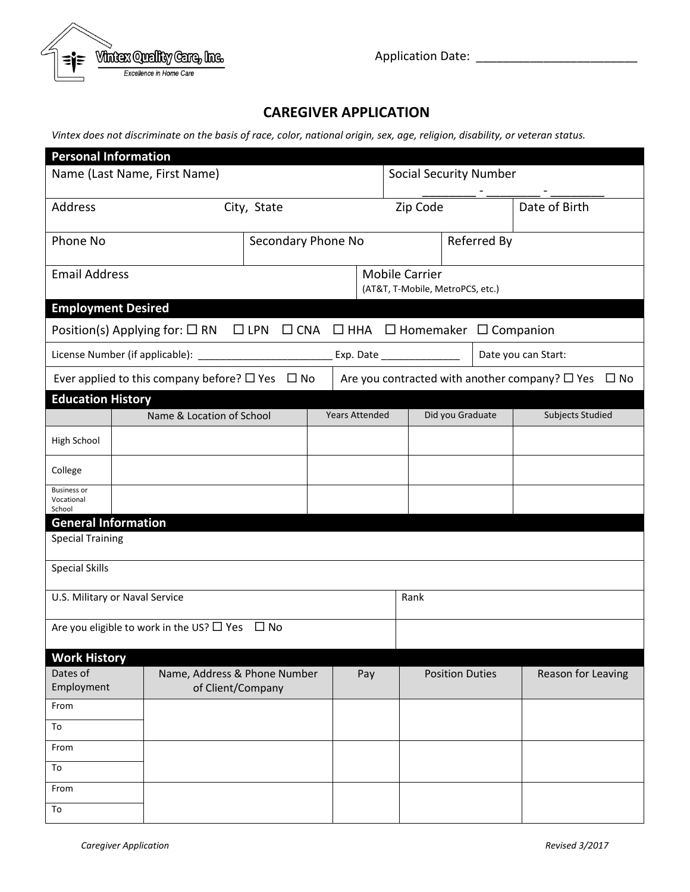Vintex Quality Care, Inc.
*Excellence in Home Care*

Application Date: ________________________

# CAREGIVER APPLICATION

*Vintex does not discriminate on the basis of race, color, national origin, sex, age, religion, disability, or veteran status.*

## Personal Information

| Name (Last Name, First Name) | | | Social Security Number ________ - ________ - ________ |
|---|---|---|---|
| Address | City, State | Zip Code | Date of Birth |
| Phone No | Secondary Phone No | Referred By | |
| Email Address | | Mobile Carrier (AT&T, T-Mobile, MetroPCS, etc.) | |

## Employment Desired

Position(s) Applying for: ☐ RN ☐ LPN ☐ CNA ☐ HHA ☐ Homemaker ☐ Companion

License Number (if applicable): ________________________ Exp. Date ______________ | Date you can Start:

Ever applied to this company before? ☐ Yes ☐ No | Are you contracted with another company? ☐ Yes ☐ No

## Education History

| | Name & Location of School | Years Attended | Did you Graduate | Subjects Studied |
|---|---|---|---|---|
| High School | | | | |
| College | | | | |
| Business or Vocational School | | | | |

## General Information

| Special Training | |
|---|---|
| Special Skills | |
| U.S. Military or Naval Service | Rank |
| Are you eligible to work in the US? ☐ Yes ☐ No | |

## Work History

| Dates of Employment | Name, Address & Phone Number of Client/Company | Pay | Position Duties | Reason for Leaving |
|---|---|---|---|---|
| From<br>To | | | | |
| From<br>To | | | | |
| From<br>To | | | | |

*Caregiver Application* *Revised 3/2017*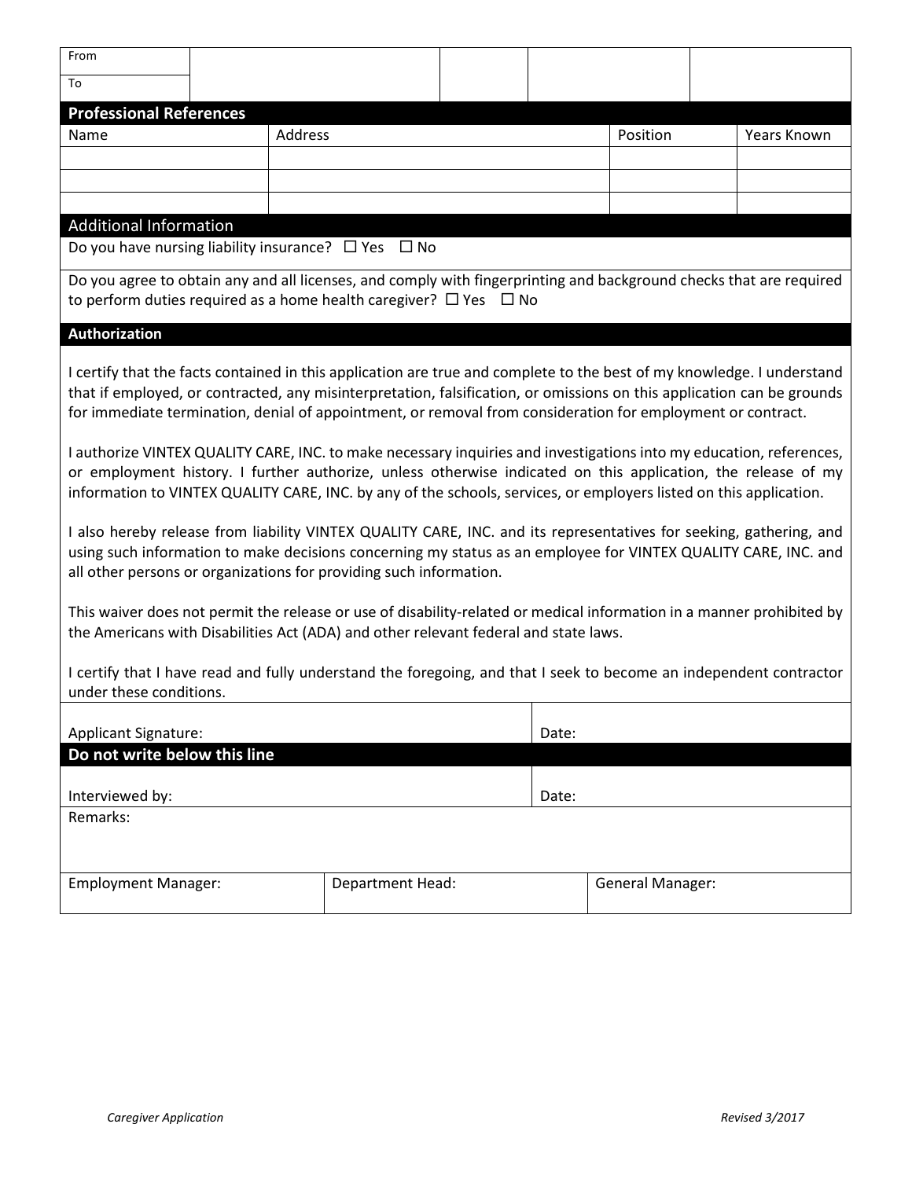| | | | | |
|---|---|---|---|---|
| From | | | | |
| To | | | | |

## Professional References

| Name | Address | Position | Years Known |
|---|---|---|---|
| | | | |
| | | | |
| | | | |

## Additional Information

Do you have nursing liability insurance? ☐ Yes ☐ No

Do you agree to obtain any and all licenses, and comply with fingerprinting and background checks that are required to perform duties required as a home health caregiver? ☐ Yes ☐ No

## Authorization

I certify that the facts contained in this application are true and complete to the best of my knowledge. I understand that if employed, or contracted, any misinterpretation, falsification, or omissions on this application can be grounds for immediate termination, denial of appointment, or removal from consideration for employment or contract.

I authorize VINTEX QUALITY CARE, INC. to make necessary inquiries and investigations into my education, references, or employment history. I further authorize, unless otherwise indicated on this application, the release of my information to VINTEX QUALITY CARE, INC. by any of the schools, services, or employers listed on this application.

I also hereby release from liability VINTEX QUALITY CARE, INC. and its representatives for seeking, gathering, and using such information to make decisions concerning my status as an employee for VINTEX QUALITY CARE, INC. and all other persons or organizations for providing such information.

This waiver does not permit the release or use of disability-related or medical information in a manner prohibited by the Americans with Disabilities Act (ADA) and other relevant federal and state laws.

I certify that I have read and fully understand the foregoing, and that I seek to become an independent contractor under these conditions.

| | |
|---|---|
| Applicant Signature: | Date: |

## Do not write below this line

| | |
|---|---|
| Interviewed by: | Date: |

Remarks:

| | | |
|---|---|---|
| Employment Manager: | Department Head: | General Manager: |

*Caregiver Application* *Revised 3/2017*